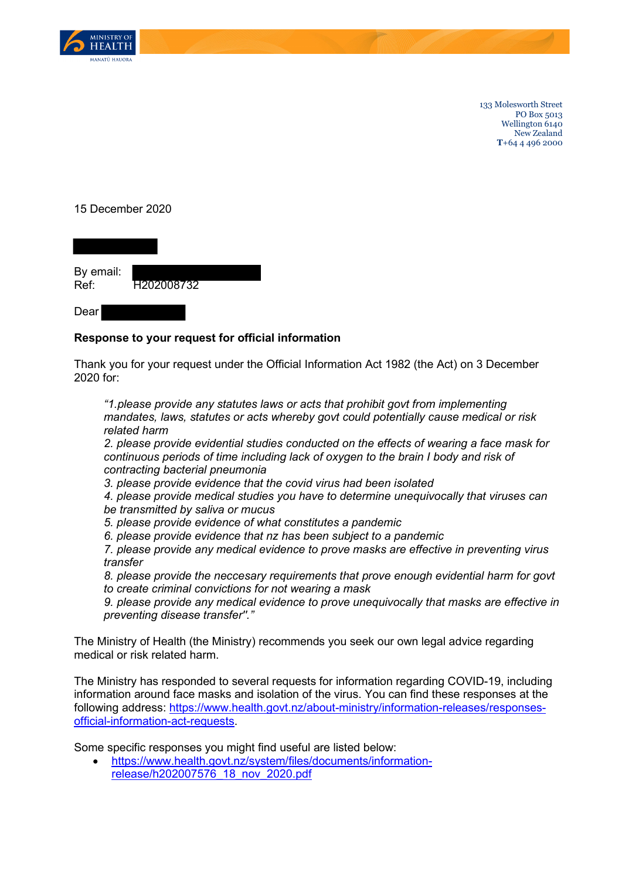MINISTRY OF HEALTH
MANATŪ HAUORA

133 Molesworth Street
PO Box 5013
Wellington 6140
New Zealand
T+64 4 496 2000

15 December 2020

By email:
Ref: H202008732

Dear

**Response to your request for official information**

Thank you for your request under the Official Information Act 1982 (the Act) on 3 December 2020 for:

> *"1.please provide any statutes laws or acts that prohibit govt from implementing mandates, laws, statutes or acts whereby govt could potentially cause medical or risk related harm*
> *2. please provide evidential studies conducted on the effects of wearing a face mask for continuous periods of time including lack of oxygen to the brain I body and risk of contracting bacterial pneumonia*
> *3. please provide evidence that the covid virus had been isolated*
> *4. please provide medical studies you have to determine unequivocally that viruses can be transmitted by saliva or mucus*
> *5. please provide evidence of what constitutes a pandemic*
> *6. please provide evidence that nz has been subject to a pandemic*
> *7. please provide any medical evidence to prove masks are effective in preventing virus transfer*
> *8. please provide the neccesary requirements that prove enough evidential harm for govt to create criminal convictions for not wearing a mask*
> *9. please provide any medical evidence to prove unequivocally that masks are effective in preventing disease transfer"."*

The Ministry of Health (the Ministry) recommends you seek our own legal advice regarding medical or risk related harm.

The Ministry has responded to several requests for information regarding COVID-19, including information around face masks and isolation of the virus. You can find these responses at the following address: [https://www.health.govt.nz/about-ministry/information-releases/responses-official-information-act-requests](https://www.health.govt.nz/about-ministry/information-releases/responses-official-information-act-requests).

Some specific responses you might find useful are listed below:

- [https://www.health.govt.nz/system/files/documents/information-release/h202007576_18_nov_2020.pdf](https://www.health.govt.nz/system/files/documents/information-release/h202007576_18_nov_2020.pdf)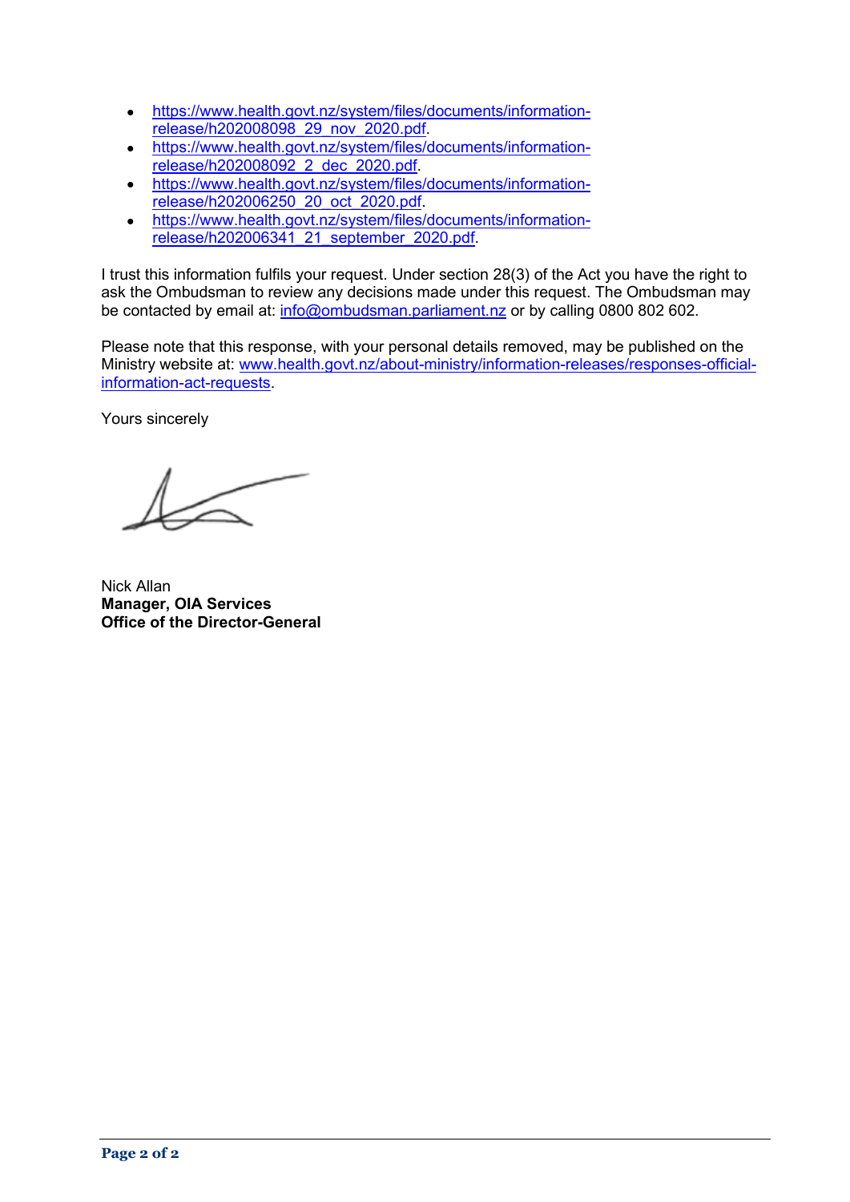- [https://www.health.govt.nz/system/files/documents/information-release/h202008098_29_nov_2020.pdf](https://www.health.govt.nz/system/files/documents/information-release/h202008098_29_nov_2020.pdf).
- [https://www.health.govt.nz/system/files/documents/information-release/h202008092_2_dec_2020.pdf](https://www.health.govt.nz/system/files/documents/information-release/h202008092_2_dec_2020.pdf).
- [https://www.health.govt.nz/system/files/documents/information-release/h202006250_20_oct_2020.pdf](https://www.health.govt.nz/system/files/documents/information-release/h202006250_20_oct_2020.pdf).
- [https://www.health.govt.nz/system/files/documents/information-release/h202006341_21_september_2020.pdf](https://www.health.govt.nz/system/files/documents/information-release/h202006341_21_september_2020.pdf).

I trust this information fulfils your request. Under section 28(3) of the Act you have the right to ask the Ombudsman to review any decisions made under this request. The Ombudsman may be contacted by email at: info@ombudsman.parliament.nz or by calling 0800 802 602.

Please note that this response, with your personal details removed, may be published on the Ministry website at: www.health.govt.nz/about-ministry/information-releases/responses-official-information-act-requests.

Yours sincerely

Nick Allan
**Manager, OIA Services**
**Office of the Director-General**